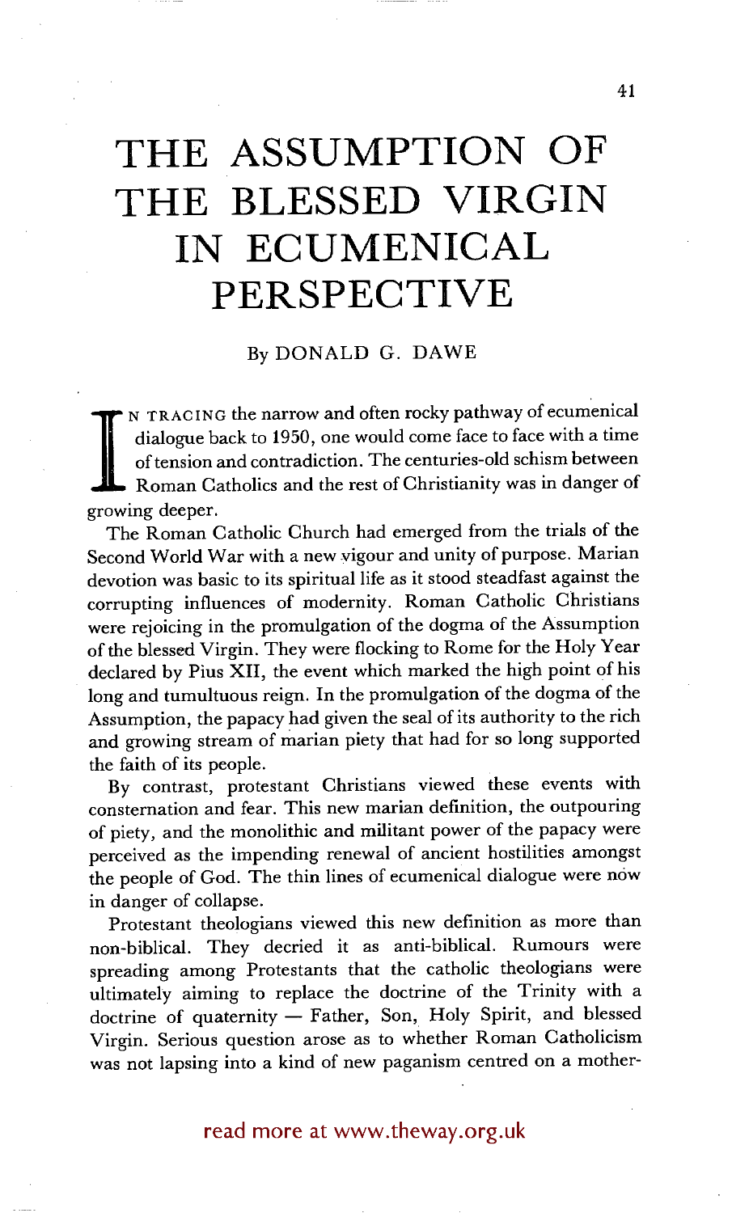# THE ASSUMPTION OF THE BLESSED VIRGIN IN ECUMENICAL PERSPECTIVE

By DONALD G. DAWE

IN TRACING the narrow and often rocky pathway of ecumenical dialogue back to 1950, one would come face to face with a time of tension and contradiction. The centuries-old schism between Roman Catholics and the rest of Christianity was in danger of growing deeper.

The Roman Catholic Church had emerged from the trials of the Second World War with a new vigour and unity of purpose. Marian devotion was basic to its spiritual life as it stood steadfast against the corrupting influences of modernity. Roman Catholic Christians were rejoicing in the promulgation of the dogma of the Assumption of the blessed Virgin. They were flocking to Rome for the Holy Year declared by Pius XII, the event which marked the high point of his long and tumultuous reign. In the promulgation of the dogma of the Assumption, the papacy had given the seal of its authority to the rich and growing stream of marian piety that had for so long supported the faith of its people.

By contrast, protestant Christians viewed these events with consternation and fear. This new marian definition, the outpouring of piety, and the monolithic and militant power of the papacy were perceived as the impending renewal of ancient hostilities amongst the people of God. The thin lines of ecumenical dialogue were now in danger of collapse.

Protestant theologians viewed this new definition as more than non-biblical. They decried it as anti-biblical. Rumours were spreading among Protestants that the catholic theologians were ultimately aiming to replace the doctrine of the Trinity with a doctrine of quaternity — Father, Son, Holy Spirit, and blessed Virgin. Serious question arose as to whether Roman Catholicism was not lapsing into a kind of new paganism centred on a mother-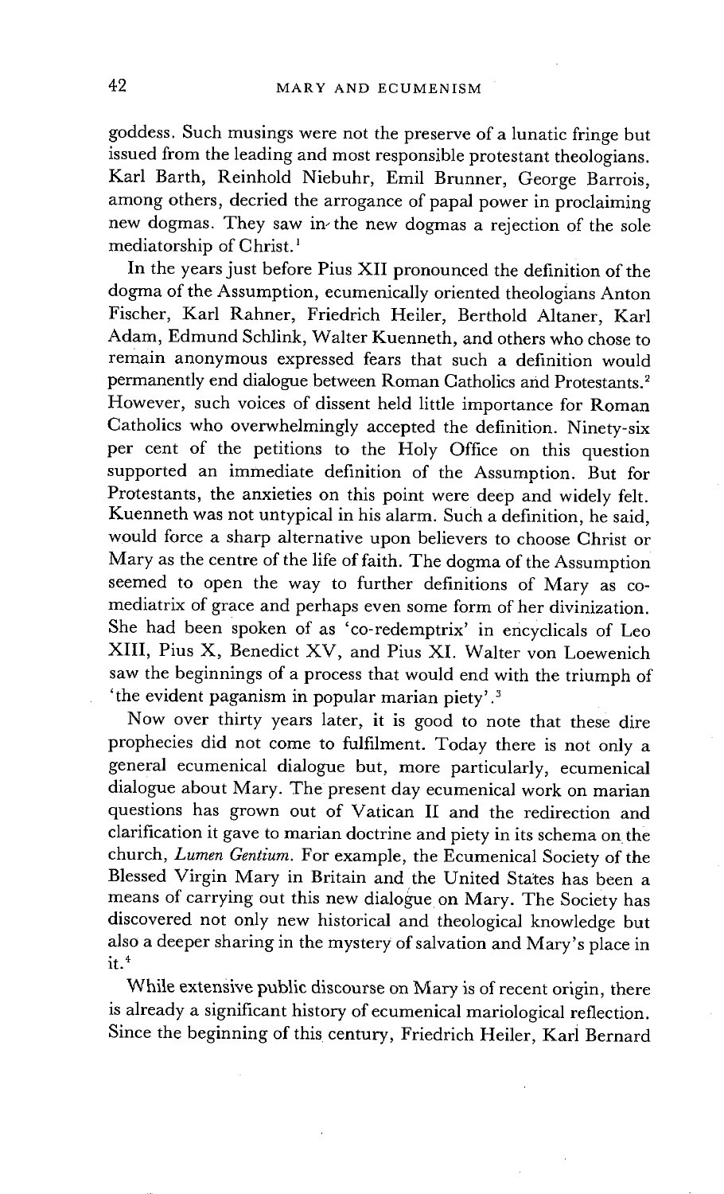goddess. Such musings were not the preserve of a lunatic fringe but issued from the leading and most responsible protestant theologians. Karl Barth, Reinhold Niebuhr, Emil Brunner, George Barrois, among others, decried the arrogance of papal power in proclaiming new dogmas. They saw in the new dogmas a rejection of the sole mediatorship of Christ.[1]

In the years just before Pius XII pronounced the definition of the dogma of the Assumption, ecumenically oriented theologians Anton Fischer, Karl Rahner, Friedrich Heiler, Berthold Altaner, Karl Adam, Edmund Schlink, Walter Kuenneth, and others who chose to remain anonymous expressed fears that such a definition would permanently end dialogue between Roman Catholics and Protestants.[2] However, such voices of dissent held little importance for Roman Catholics who overwhelmingly accepted the definition. Ninety-six per cent of the petitions to the Holy Office on this question supported an immediate definition of the Assumption. But for Protestants, the anxieties on this point were deep and widely felt. Kuenneth was not untypical in his alarm. Such a definition, he said, would force a sharp alternative upon believers to choose Christ or Mary as the centre of the life of faith. The dogma of the Assumption seemed to open the way to further definitions of Mary as co-mediatrix of grace and perhaps even some form of her divinization. She had been spoken of as 'co-redemptrix' in encyclicals of Leo XIII, Pius X, Benedict XV, and Pius XI. Walter von Loewenich saw the beginnings of a process that would end with the triumph of 'the evident paganism in popular marian piety'.[3]

Now over thirty years later, it is good to note that these dire prophecies did not come to fulfilment. Today there is not only a general ecumenical dialogue but, more particularly, ecumenical dialogue about Mary. The present day ecumenical work on marian questions has grown out of Vatican II and the redirection and clarification it gave to marian doctrine and piety in its schema on the church, *Lumen Gentium*. For example, the Ecumenical Society of the Blessed Virgin Mary in Britain and the United States has been a means of carrying out this new dialogue on Mary. The Society has discovered not only new historical and theological knowledge but also a deeper sharing in the mystery of salvation and Mary's place in it.[4]

While extensive public discourse on Mary is of recent origin, there is already a significant history of ecumenical mariological reflection. Since the beginning of this century, Friedrich Heiler, Karl Bernard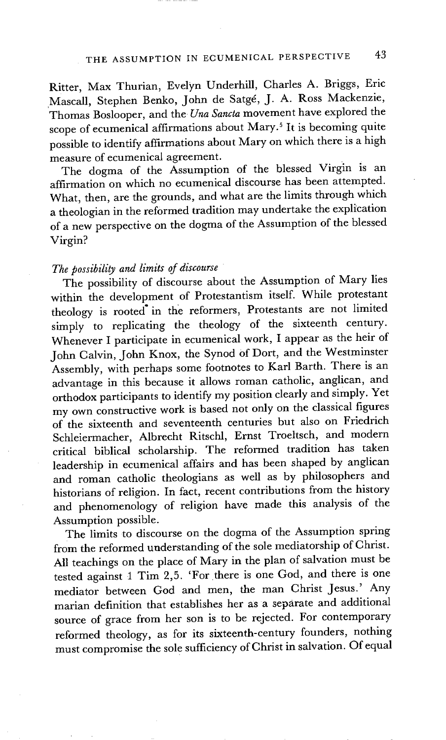Ritter, Max Thurian, Evelyn Underhill, Charles A. Briggs, Eric Mascall, Stephen Benko, John de Satgé, J. A. Ross Mackenzie, Thomas Boslooper, and the *Una Sancta* movement have explored the scope of ecumenical affirmations about Mary.[5] It is becoming quite possible to identify affirmations about Mary on which there is a high measure of ecumenical agreement.

The dogma of the Assumption of the blessed Virgin is an affirmation on which no ecumenical discourse has been attempted. What, then, are the grounds, and what are the limits through which a theologian in the reformed tradition may undertake the explication of a new perspective on the dogma of the Assumption of the blessed Virgin?

*The possibility and limits of discourse*

The possibility of discourse about the Assumption of Mary lies within the development of Protestantism itself. While protestant theology is rooted in the reformers, Protestants are not limited simply to replicating the theology of the sixteenth century. Whenever I participate in ecumenical work, I appear as the heir of John Calvin, John Knox, the Synod of Dort, and the Westminster Assembly, with perhaps some footnotes to Karl Barth. There is an advantage in this because it allows roman catholic, anglican, and orthodox participants to identify my position clearly and simply. Yet my own constructive work is based not only on the classical figures of the sixteenth and seventeenth centuries but also on Friedrich Schleiermacher, Albrecht Ritschl, Ernst Troeltsch, and modern critical biblical scholarship. The reformed tradition has taken leadership in ecumenical affairs and has been shaped by anglican and roman catholic theologians as well as by philosophers and historians of religion. In fact, recent contributions from the history and phenomenology of religion have made this analysis of the Assumption possible.

The limits to discourse on the dogma of the Assumption spring from the reformed understanding of the sole mediatorship of Christ. All teachings on the place of Mary in the plan of salvation must be tested against 1 Tim 2,5. 'For there is one God, and there is one mediator between God and men, the man Christ Jesus.' Any marian definition that establishes her as a separate and additional source of grace from her son is to be rejected. For contemporary reformed theology, as for its sixteenth-century founders, nothing must compromise the sole sufficiency of Christ in salvation. Of equal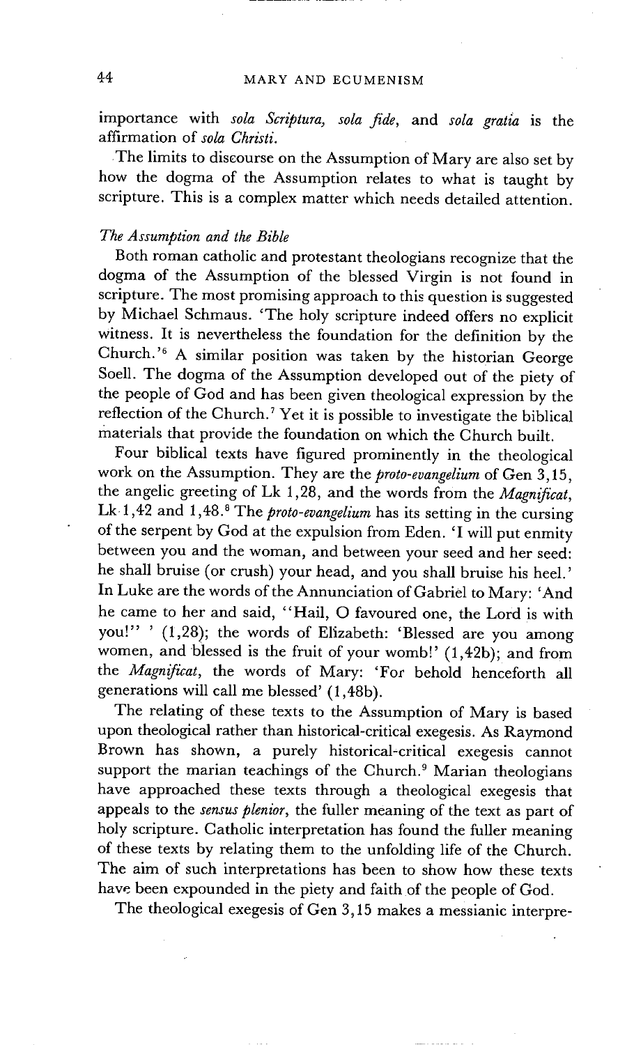importance with *sola Scriptura*, *sola fide*, and *sola gratia* is the affirmation of *sola Christi*.

The limits to discourse on the Assumption of Mary are also set by how the dogma of the Assumption relates to what is taught by scripture. This is a complex matter which needs detailed attention.

### *The Assumption and the Bible*

Both roman catholic and protestant theologians recognize that the dogma of the Assumption of the blessed Virgin is not found in scripture. The most promising approach to this question is suggested by Michael Schmaus. 'The holy scripture indeed offers no explicit witness. It is nevertheless the foundation for the definition by the Church.'[6] A similar position was taken by the historian George Soell. The dogma of the Assumption developed out of the piety of the people of God and has been given theological expression by the reflection of the Church.[7] Yet it is possible to investigate the biblical materials that provide the foundation on which the Church built.

Four biblical texts have figured prominently in the theological work on the Assumption. They are the *proto-evangelium* of Gen 3,15, the angelic greeting of Lk 1,28, and the words from the *Magnificat*, Lk 1,42 and 1,48.[8] The *proto-evangelium* has its setting in the cursing of the serpent by God at the expulsion from Eden. 'I will put enmity between you and the woman, and between your seed and her seed: he shall bruise (or crush) your head, and you shall bruise his heel.' In Luke are the words of the Annunciation of Gabriel to Mary: 'And he came to her and said, "Hail, O favoured one, the Lord is with you!" ' (1,28); the words of Elizabeth: 'Blessed are you among women, and blessed is the fruit of your womb!' (1,42b); and from the *Magnificat*, the words of Mary: 'For behold henceforth all generations will call me blessed' (1,48b).

The relating of these texts to the Assumption of Mary is based upon theological rather than historical-critical exegesis. As Raymond Brown has shown, a purely historical-critical exegesis cannot support the marian teachings of the Church.[9] Marian theologians have approached these texts through a theological exegesis that appeals to the *sensus plenior*, the fuller meaning of the text as part of holy scripture. Catholic interpretation has found the fuller meaning of these texts by relating them to the unfolding life of the Church. The aim of such interpretations has been to show how these texts have been expounded in the piety and faith of the people of God.

The theological exegesis of Gen 3,15 makes a messianic interpre-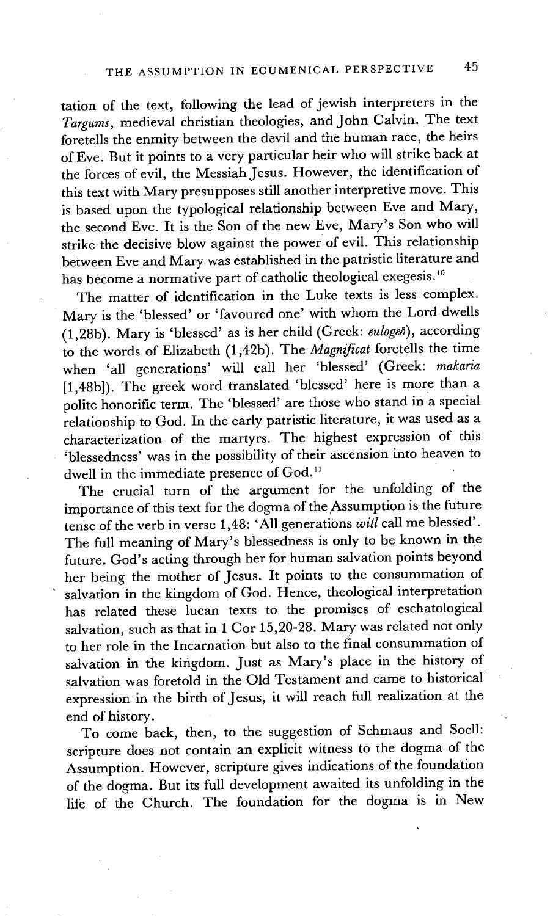tation of the text, following the lead of jewish interpreters in the *Targums*, medieval christian theologies, and John Calvin. The text foretells the enmity between the devil and the human race, the heirs of Eve. But it points to a very particular heir who will strike back at the forces of evil, the Messiah Jesus. However, the identification of this text with Mary presupposes still another interpretive move. This is based upon the typological relationship between Eve and Mary, the second Eve. It is the Son of the new Eve, Mary's Son who will strike the decisive blow against the power of evil. This relationship between Eve and Mary was established in the patristic literature and has become a normative part of catholic theological exegesis.[10]

The matter of identification in the Luke texts is less complex. Mary is the 'blessed' or 'favoured one' with whom the Lord dwells (1,28b). Mary is 'blessed' as is her child (Greek: *eulogeō*), according to the words of Elizabeth (1,42b). The *Magnificat* foretells the time when 'all generations' will call her 'blessed' (Greek: *makaria* [1,48b]). The greek word translated 'blessed' here is more than a polite honorific term. The 'blessed' are those who stand in a special relationship to God. In the early patristic literature, it was used as a characterization of the martyrs. The highest expression of this 'blessedness' was in the possibility of their ascension into heaven to dwell in the immediate presence of God.[11]

The crucial turn of the argument for the unfolding of the importance of this text for the dogma of the Assumption is the future tense of the verb in verse 1,48: 'All generations *will* call me blessed'. The full meaning of Mary's blessedness is only to be known in the future. God's acting through her for human salvation points beyond her being the mother of Jesus. It points to the consummation of salvation in the kingdom of God. Hence, theological interpretation has related these lucan texts to the promises of eschatological salvation, such as that in 1 Cor 15,20-28. Mary was related not only to her role in the Incarnation but also to the final consummation of salvation in the kingdom. Just as Mary's place in the history of salvation was foretold in the Old Testament and came to historical expression in the birth of Jesus, it will reach full realization at the end of history.

To come back, then, to the suggestion of Schmaus and Soell: scripture does not contain an explicit witness to the dogma of the Assumption. However, scripture gives indications of the foundation of the dogma. But its full development awaited its unfolding in the life of the Church. The foundation for the dogma is in New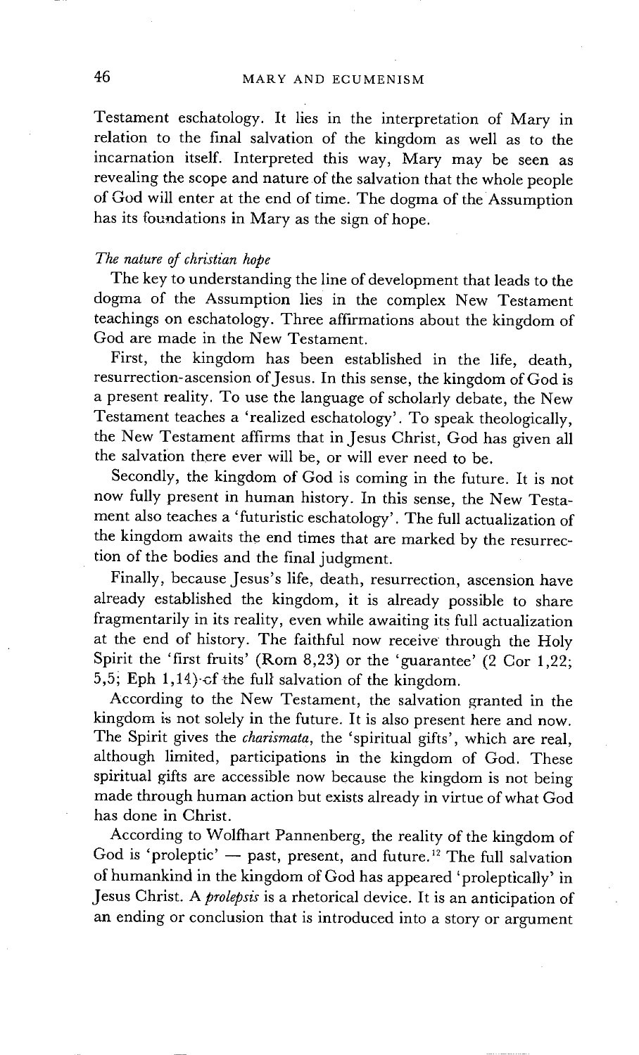Testament eschatology. It lies in the interpretation of Mary in relation to the final salvation of the kingdom as well as to the incarnation itself. Interpreted this way, Mary may be seen as revealing the scope and nature of the salvation that the whole people of God will enter at the end of time. The dogma of the Assumption has its foundations in Mary as the sign of hope.

### *The nature of christian hope*

The key to understanding the line of development that leads to the dogma of the Assumption lies in the complex New Testament teachings on eschatology. Three affirmations about the kingdom of God are made in the New Testament.

First, the kingdom has been established in the life, death, resurrection-ascension of Jesus. In this sense, the kingdom of God is a present reality. To use the language of scholarly debate, the New Testament teaches a 'realized eschatology'. To speak theologically, the New Testament affirms that in Jesus Christ, God has given all the salvation there ever will be, or will ever need to be.

Secondly, the kingdom of God is coming in the future. It is not now fully present in human history. In this sense, the New Testament also teaches a 'futuristic eschatology'. The full actualization of the kingdom awaits the end times that are marked by the resurrection of the bodies and the final judgment.

Finally, because Jesus's life, death, resurrection, ascension have already established the kingdom, it is already possible to share fragmentarily in its reality, even while awaiting its full actualization at the end of history. The faithful now receive through the Holy Spirit the 'first fruits' (Rom 8,23) or the 'guarantee' (2 Cor 1,22; 5,5; Eph 1,14) of the full salvation of the kingdom.

According to the New Testament, the salvation granted in the kingdom is not solely in the future. It is also present here and now. The Spirit gives the *charismata*, the 'spiritual gifts', which are real, although limited, participations in the kingdom of God. These spiritual gifts are accessible now because the kingdom is not being made through human action but exists already in virtue of what God has done in Christ.

According to Wolfhart Pannenberg, the reality of the kingdom of God is 'proleptic' — past, present, and future.[12] The full salvation of humankind in the kingdom of God has appeared 'proleptically' in Jesus Christ. A *prolepsis* is a rhetorical device. It is an anticipation of an ending or conclusion that is introduced into a story or argument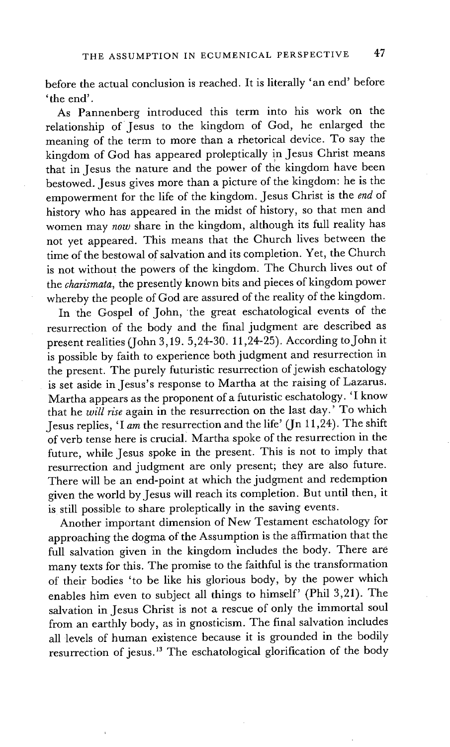before the actual conclusion is reached. It is literally 'an end' before 'the end'.

As Pannenberg introduced this term into his work on the relationship of Jesus to the kingdom of God, he enlarged the meaning of the term to more than a rhetorical device. To say the kingdom of God has appeared proleptically in Jesus Christ means that in Jesus the nature and the power of the kingdom have been bestowed. Jesus gives more than a picture of the kingdom: he is the empowerment for the life of the kingdom. Jesus Christ is the *end* of history who has appeared in the midst of history, so that men and women may *now* share in the kingdom, although its full reality has not yet appeared. This means that the Church lives between the time of the bestowal of salvation and its completion. Yet, the Church is not without the powers of the kingdom. The Church lives out of the *charismata*, the presently known bits and pieces of kingdom power whereby the people of God are assured of the reality of the kingdom.

In the Gospel of John, the great eschatological events of the resurrection of the body and the final judgment are described as present realities (John 3,19. 5,24-30. 11,24-25). According to John it is possible by faith to experience both judgment and resurrection in the present. The purely futuristic resurrection of jewish eschatology is set aside in Jesus's response to Martha at the raising of Lazarus. Martha appears as the proponent of a futuristic eschatology. 'I know that he *will rise* again in the resurrection on the last day.' To which Jesus replies, 'I *am* the resurrection and the life' (Jn 11,24). The shift of verb tense here is crucial. Martha spoke of the resurrection in the future, while Jesus spoke in the present. This is not to imply that resurrection and judgment are only present; they are also future. There will be an end-point at which the judgment and redemption given the world by Jesus will reach its completion. But until then, it is still possible to share proleptically in the saving events.

Another important dimension of New Testament eschatology for approaching the dogma of the Assumption is the affirmation that the full salvation given in the kingdom includes the body. There are many texts for this. The promise to the faithful is the transformation of their bodies 'to be like his glorious body, by the power which enables him even to subject all things to himself' (Phil 3,21). The salvation in Jesus Christ is not a rescue of only the immortal soul from an earthly body, as in gnosticism. The final salvation includes all levels of human existence because it is grounded in the bodily resurrection of jesus.[13] The eschatological glorification of the body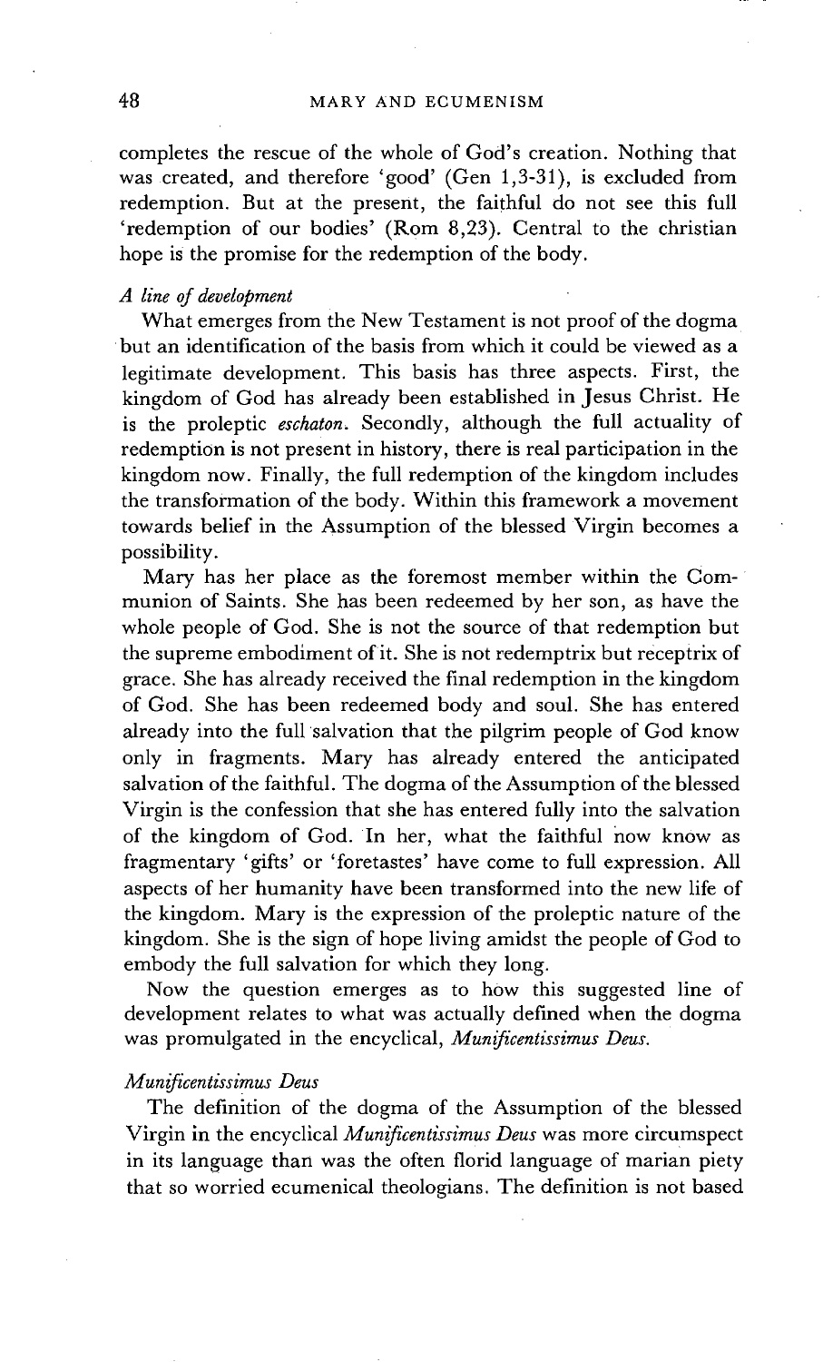completes the rescue of the whole of God's creation. Nothing that was created, and therefore 'good' (Gen 1,3-31), is excluded from redemption. But at the present, the faithful do not see this full 'redemption of our bodies' (Rom 8,23). Central to the christian hope is the promise for the redemption of the body.

### *A line of development*

What emerges from the New Testament is not proof of the dogma but an identification of the basis from which it could be viewed as a legitimate development. This basis has three aspects. First, the kingdom of God has already been established in Jesus Christ. He is the proleptic *eschaton*. Secondly, although the full actuality of redemption is not present in history, there is real participation in the kingdom now. Finally, the full redemption of the kingdom includes the transformation of the body. Within this framework a movement towards belief in the Assumption of the blessed Virgin becomes a possibility.

Mary has her place as the foremost member within the Communion of Saints. She has been redeemed by her son, as have the whole people of God. She is not the source of that redemption but the supreme embodiment of it. She is not redemptrix but receptrix of grace. She has already received the final redemption in the kingdom of God. She has been redeemed body and soul. She has entered already into the full salvation that the pilgrim people of God know only in fragments. Mary has already entered the anticipated salvation of the faithful. The dogma of the Assumption of the blessed Virgin is the confession that she has entered fully into the salvation of the kingdom of God. In her, what the faithful now know as fragmentary 'gifts' or 'foretastes' have come to full expression. All aspects of her humanity have been transformed into the new life of the kingdom. Mary is the expression of the proleptic nature of the kingdom. She is the sign of hope living amidst the people of God to embody the full salvation for which they long.

Now the question emerges as to how this suggested line of development relates to what was actually defined when the dogma was promulgated in the encyclical, *Munificentissimus Deus*.

### *Munificentissimus Deus*

The definition of the dogma of the Assumption of the blessed Virgin in the encyclical *Munificentissimus Deus* was more circumspect in its language than was the often florid language of marian piety that so worried ecumenical theologians. The definition is not based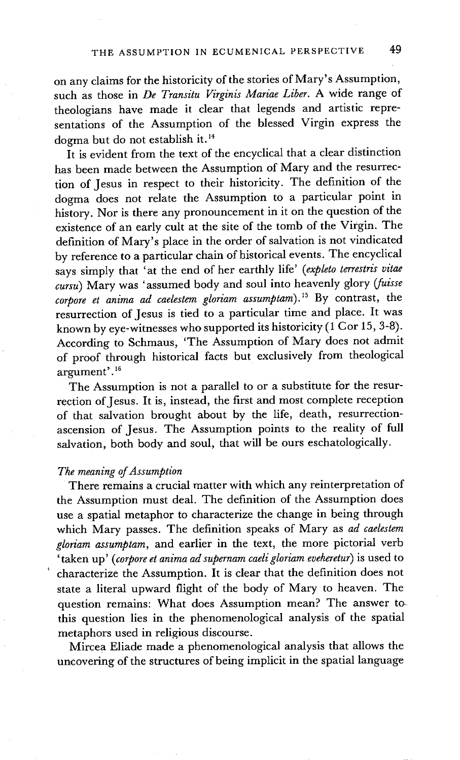on any claims for the historicity of the stories of Mary's Assumption, such as those in *De Transitu Virginis Mariae Liber*. A wide range of theologians have made it clear that legends and artistic representations of the Assumption of the blessed Virgin express the dogma but do not establish it.[14]

It is evident from the text of the encyclical that a clear distinction has been made between the Assumption of Mary and the resurrection of Jesus in respect to their historicity. The definition of the dogma does not relate the Assumption to a particular point in history. Nor is there any pronouncement in it on the question of the existence of an early cult at the site of the tomb of the Virgin. The definition of Mary's place in the order of salvation is not vindicated by reference to a particular chain of historical events. The encyclical says simply that 'at the end of her earthly life' (*expleto terrestris vitae cursu*) Mary was 'assumed body and soul into heavenly glory (*fuisse corpore et anima ad caelestem gloriam assumptam*).[15] By contrast, the resurrection of Jesus is tied to a particular time and place. It was known by eye-witnesses who supported its historicity (1 Cor 15, 3-8). According to Schmaus, 'The Assumption of Mary does not admit of proof through historical facts but exclusively from theological argument'.[16]

The Assumption is not a parallel to or a substitute for the resurrection of Jesus. It is, instead, the first and most complete reception of that salvation brought about by the life, death, resurrection-ascension of Jesus. The Assumption points to the reality of full salvation, both body and soul, that will be ours eschatologically.

### *The meaning of Assumption*

There remains a crucial matter with which any reinterpretation of the Assumption must deal. The definition of the Assumption does use a spatial metaphor to characterize the change in being through which Mary passes. The definition speaks of Mary as *ad caelestem gloriam assumptam*, and earlier in the text, the more pictorial verb 'taken up' (*corpore et anima ad supernam caeli gloriam eveheretur*) is used to characterize the Assumption. It is clear that the definition does not state a literal upward flight of the body of Mary to heaven. The question remains: What does Assumption mean? The answer to this question lies in the phenomenological analysis of the spatial metaphors used in religious discourse.

Mircea Eliade made a phenomenological analysis that allows the uncovering of the structures of being implicit in the spatial language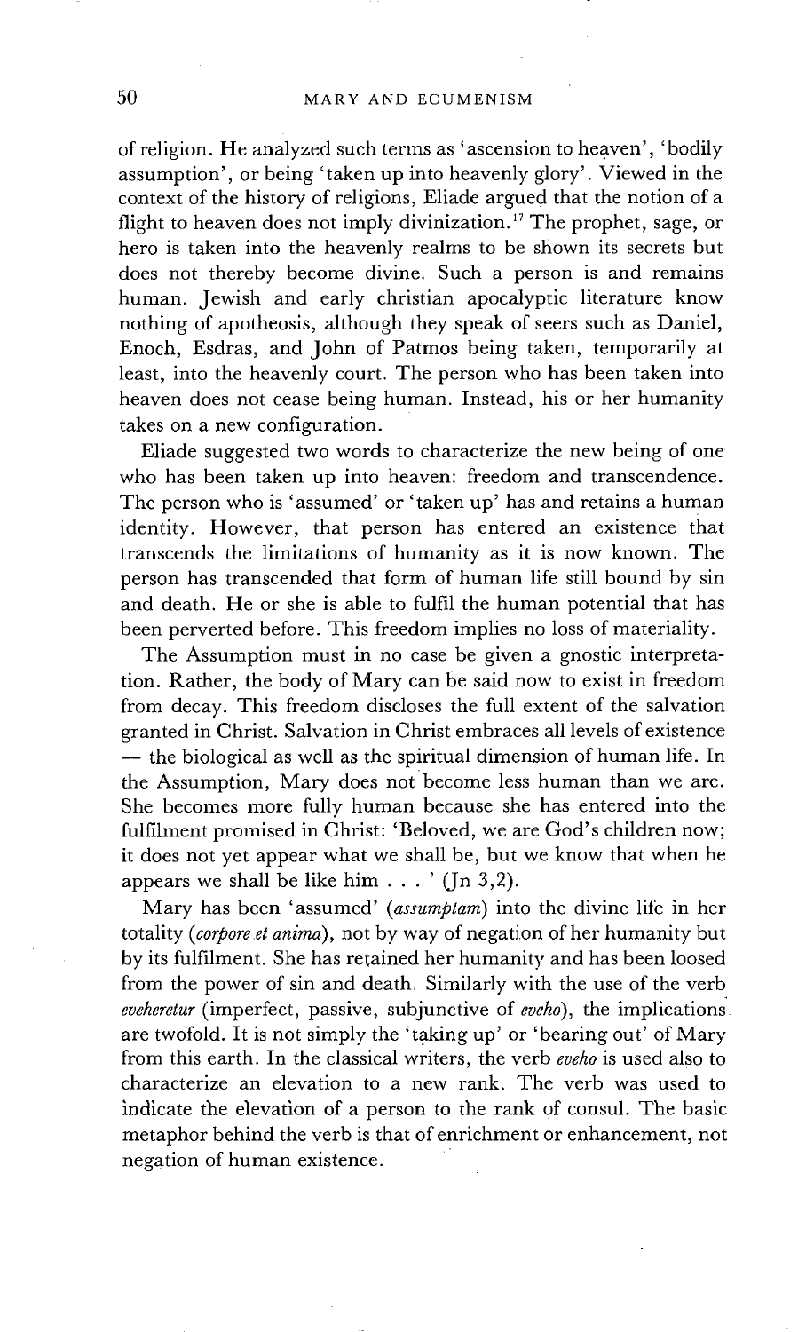of religion. He analyzed such terms as 'ascension to heaven', 'bodily assumption', or being 'taken up into heavenly glory'. Viewed in the context of the history of religions, Eliade argued that the notion of a flight to heaven does not imply divinization.[17] The prophet, sage, or hero is taken into the heavenly realms to be shown its secrets but does not thereby become divine. Such a person is and remains human. Jewish and early christian apocalyptic literature know nothing of apotheosis, although they speak of seers such as Daniel, Enoch, Esdras, and John of Patmos being taken, temporarily at least, into the heavenly court. The person who has been taken into heaven does not cease being human. Instead, his or her humanity takes on a new configuration.

Eliade suggested two words to characterize the new being of one who has been taken up into heaven: freedom and transcendence. The person who is 'assumed' or 'taken up' has and retains a human identity. However, that person has entered an existence that transcends the limitations of humanity as it is now known. The person has transcended that form of human life still bound by sin and death. He or she is able to fulfil the human potential that has been perverted before. This freedom implies no loss of materiality.

The Assumption must in no case be given a gnostic interpretation. Rather, the body of Mary can be said now to exist in freedom from decay. This freedom discloses the full extent of the salvation granted in Christ. Salvation in Christ embraces all levels of existence — the biological as well as the spiritual dimension of human life. In the Assumption, Mary does not become less human than we are. She becomes more fully human because she has entered into the fulfilment promised in Christ: 'Beloved, we are God's children now; it does not yet appear what we shall be, but we know that when he appears we shall be like him . . . ' (Jn 3,2).

Mary has been 'assumed' (*assumptam*) into the divine life in her totality (*corpore et anima*), not by way of negation of her humanity but by its fulfilment. She has retained her humanity and has been loosed from the power of sin and death. Similarly with the use of the verb *eveheretur* (imperfect, passive, subjunctive of *eveho*), the implications are twofold. It is not simply the 'taking up' or 'bearing out' of Mary from this earth. In the classical writers, the verb *eveho* is used also to characterize an elevation to a new rank. The verb was used to indicate the elevation of a person to the rank of consul. The basic metaphor behind the verb is that of enrichment or enhancement, not negation of human existence.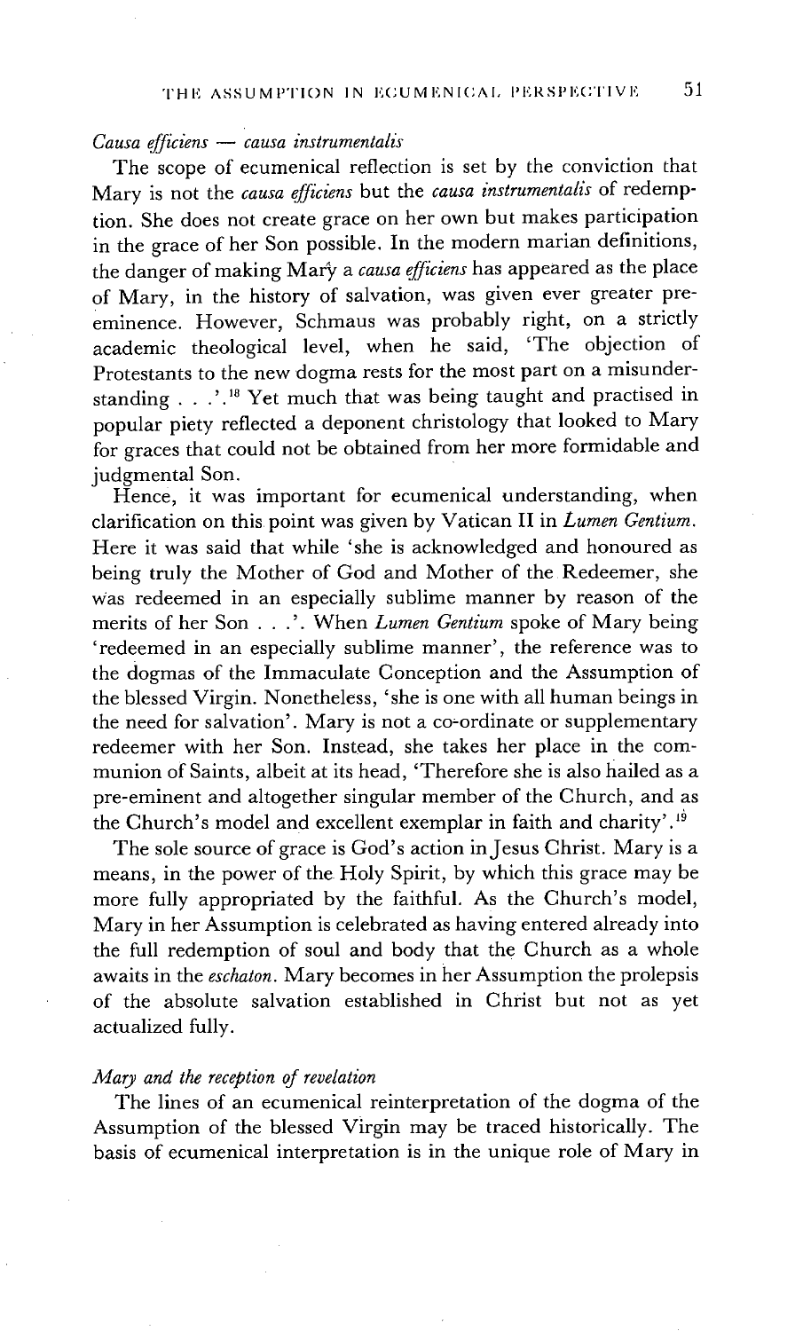### *Causa efficiens — causa instrumentalis*

The scope of ecumenical reflection is set by the conviction that Mary is not the *causa efficiens* but the *causa instrumentalis* of redemption. She does not create grace on her own but makes participation in the grace of her Son possible. In the modern marian definitions, the danger of making Mary a *causa efficiens* has appeared as the place of Mary, in the history of salvation, was given ever greater preeminence. However, Schmaus was probably right, on a strictly academic theological level, when he said, 'The objection of Protestants to the new dogma rests for the most part on a misunderstanding . . .'.[18] Yet much that was being taught and practised in popular piety reflected a deponent christology that looked to Mary for graces that could not be obtained from her more formidable and judgmental Son.

Hence, it was important for ecumenical understanding, when clarification on this point was given by Vatican II in *Lumen Gentium*. Here it was said that while 'she is acknowledged and honoured as being truly the Mother of God and Mother of the Redeemer, she was redeemed in an especially sublime manner by reason of the merits of her Son . . .'. When *Lumen Gentium* spoke of Mary being 'redeemed in an especially sublime manner', the reference was to the dogmas of the Immaculate Conception and the Assumption of the blessed Virgin. Nonetheless, 'she is one with all human beings in the need for salvation'. Mary is not a co-ordinate or supplementary redeemer with her Son. Instead, she takes her place in the communion of Saints, albeit at its head, 'Therefore she is also hailed as a pre-eminent and altogether singular member of the Church, and as the Church's model and excellent exemplar in faith and charity'.[19]

The sole source of grace is God's action in Jesus Christ. Mary is a means, in the power of the Holy Spirit, by which this grace may be more fully appropriated by the faithful. As the Church's model, Mary in her Assumption is celebrated as having entered already into the full redemption of soul and body that the Church as a whole awaits in the *eschaton*. Mary becomes in her Assumption the prolepsis of the absolute salvation established in Christ but not as yet actualized fully.

### *Mary and the reception of revelation*

The lines of an ecumenical reinterpretation of the dogma of the Assumption of the blessed Virgin may be traced historically. The basis of ecumenical interpretation is in the unique role of Mary in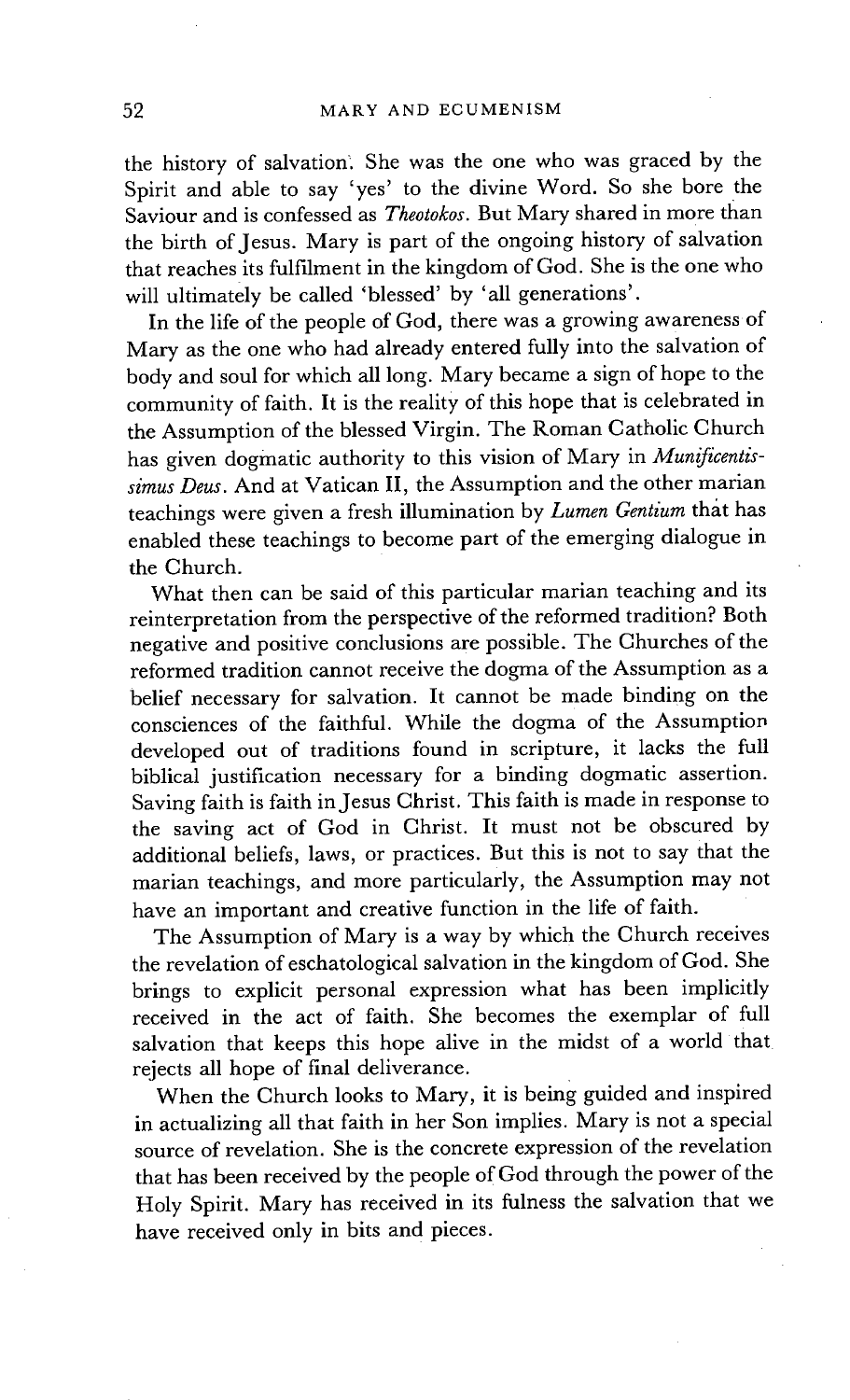the history of salvation. She was the one who was graced by the Spirit and able to say 'yes' to the divine Word. So she bore the Saviour and is confessed as *Theotokos*. But Mary shared in more than the birth of Jesus. Mary is part of the ongoing history of salvation that reaches its fulfilment in the kingdom of God. She is the one who will ultimately be called 'blessed' by 'all generations'.

In the life of the people of God, there was a growing awareness of Mary as the one who had already entered fully into the salvation of body and soul for which all long. Mary became a sign of hope to the community of faith. It is the reality of this hope that is celebrated in the Assumption of the blessed Virgin. The Roman Catholic Church has given dogmatic authority to this vision of Mary in *Munificentissimus Deus*. And at Vatican II, the Assumption and the other marian teachings were given a fresh illumination by *Lumen Gentium* that has enabled these teachings to become part of the emerging dialogue in the Church.

What then can be said of this particular marian teaching and its reinterpretation from the perspective of the reformed tradition? Both negative and positive conclusions are possible. The Churches of the reformed tradition cannot receive the dogma of the Assumption as a belief necessary for salvation. It cannot be made binding on the consciences of the faithful. While the dogma of the Assumption developed out of traditions found in scripture, it lacks the full biblical justification necessary for a binding dogmatic assertion. Saving faith is faith in Jesus Christ. This faith is made in response to the saving act of God in Christ. It must not be obscured by additional beliefs, laws, or practices. But this is not to say that the marian teachings, and more particularly, the Assumption may not have an important and creative function in the life of faith.

The Assumption of Mary is a way by which the Church receives the revelation of eschatological salvation in the kingdom of God. She brings to explicit personal expression what has been implicitly received in the act of faith. She becomes the exemplar of full salvation that keeps this hope alive in the midst of a world that rejects all hope of final deliverance.

When the Church looks to Mary, it is being guided and inspired in actualizing all that faith in her Son implies. Mary is not a special source of revelation. She is the concrete expression of the revelation that has been received by the people of God through the power of the Holy Spirit. Mary has received in its fulness the salvation that we have received only in bits and pieces.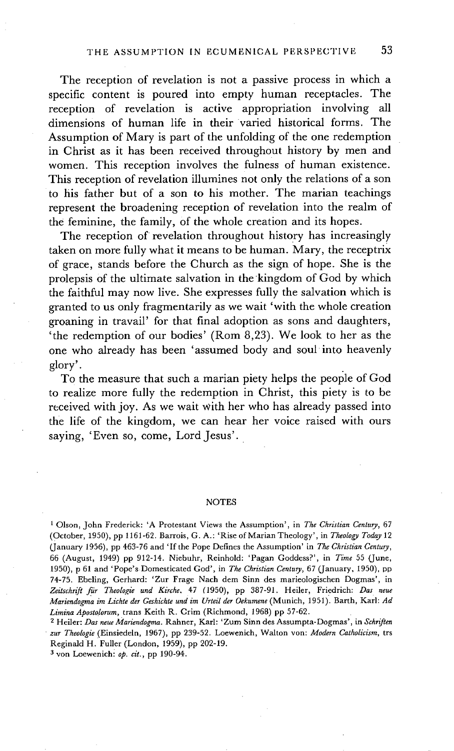The reception of revelation is not a passive process in which a specific content is poured into empty human receptacles. The reception of revelation is active appropriation involving all dimensions of human life in their varied historical forms. The Assumption of Mary is part of the unfolding of the one redemption in Christ as it has been received throughout history by men and women. This reception involves the fulness of human existence. This reception of revelation illumines not only the relations of a son to his father but of a son to his mother. The marian teachings represent the broadening reception of revelation into the realm of the feminine, the family, of the whole creation and its hopes.

The reception of revelation throughout history has increasingly taken on more fully what it means to be human. Mary, the receptrix of grace, stands before the Church as the sign of hope. She is the prolepsis of the ultimate salvation in the kingdom of God by which the faithful may now live. She expresses fully the salvation which is granted to us only fragmentarily as we wait 'with the whole creation groaning in travail' for that final adoption as sons and daughters, 'the redemption of our bodies' (Rom 8,23). We look to her as the one who already has been 'assumed body and soul into heavenly glory'.

To the measure that such a marian piety helps the people of God to realize more fully the redemption in Christ, this piety is to be received with joy. As we wait with her who has already passed into the life of the kingdom, we can hear her voice raised with ours saying, 'Even so, come, Lord Jesus'.

## NOTES

[1] Olson, John Frederick: 'A Protestant Views the Assumption', in *The Christian Century*, 67 (October, 1950), pp 1161-62. Barrois, G. A.: 'Rise of Marian Theology', in *Theology Today* 12 (January 1956), pp 463-76 and 'If the Pope Defines the Assumption' in *The Christian Century*, 66 (August, 1949) pp 912-14. Niebuhr, Reinhold: 'Pagan Goddess?', in *Time* 55 (June, 1950), p 61 and 'Pope's Domesticated God', in *The Christian Century*, 67 (January, 1950), pp 74-75. Ebeling, Gerhard: 'Zur Frage Nach dem Sinn des marieologischen Dogmas', in *Zeitschrift für Theologie und Kirche*, 47 (1950), pp 387-91. Heiler, Friedrich: *Das neue Mariendogma im Lichte der Geshichte und im Urteil der Oekumene* (Munich, 1951). Barth, Karl: *Ad Limina Apostolorum*, trans Keith R. Crim (Richmond, 1968) pp 57-62.

[2] Heiler: *Das neue Mariendogma*. Rahner, Karl: 'Zum Sinn des Assumpta-Dogmas', in *Schriften zur Theologie* (Einsiedeln, 1967), pp 239-52. Loewenich, Walton von: *Modern Catholicism*, trs Reginald H. Fuller (London, 1959), pp 202-19.

[3] von Loewenich: *op. cit.*, pp 190-94.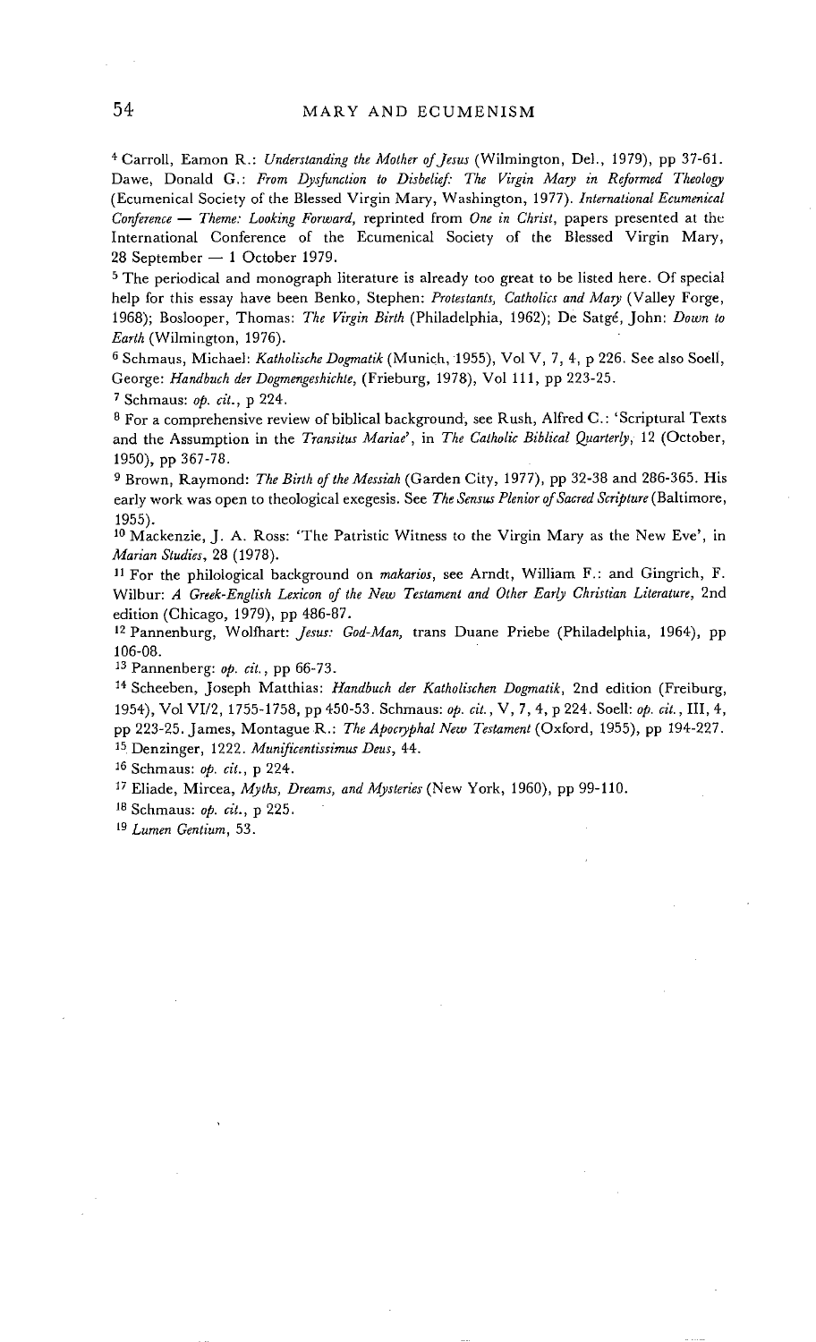[4] Carroll, Eamon R.: *Understanding the Mother of Jesus* (Wilmington, Del., 1979), pp 37-61. Dawe, Donald G.: *From Dysfunction to Disbelief: The Virgin Mary in Reformed Theology* (Ecumenical Society of the Blessed Virgin Mary, Washington, 1977). *International Ecumenical Conference — Theme: Looking Forward*, reprinted from *One in Christ*, papers presented at the International Conference of the Ecumenical Society of the Blessed Virgin Mary, 28 September — 1 October 1979.

[5] The periodical and monograph literature is already too great to be listed here. Of special help for this essay have been Benko, Stephen: *Protestants, Catholics and Mary* (Valley Forge, 1968); Boslooper, Thomas: *The Virgin Birth* (Philadelphia, 1962); De Satgé, John: *Down to Earth* (Wilmington, 1976).

[6] Schmaus, Michael: *Katholische Dogmatik* (Munich, 1955), Vol V, 7, 4, p 226. See also Soell, George: *Handbuch der Dogmengeshichte*, (Frieburg, 1978), Vol 111, pp 223-25.

[7] Schmaus: *op. cit.*, p 224.

[8] For a comprehensive review of biblical background, see Rush, Alfred C.: 'Scriptural Texts and the Assumption in the *Transitus Mariae*', in *The Catholic Biblical Quarterly*, 12 (October, 1950), pp 367-78.

[9] Brown, Raymond: *The Birth of the Messiah* (Garden City, 1977), pp 32-38 and 286-365. His early work was open to theological exegesis. See *The Sensus Plenior of Sacred Scripture* (Baltimore, 1955).

[10] Mackenzie, J. A. Ross: 'The Patristic Witness to the Virgin Mary as the New Eve', in *Marian Studies*, 28 (1978).

[11] For the philological background on *makarios*, see Arndt, William F.: and Gingrich, F. Wilbur: *A Greek-English Lexicon of the New Testament and Other Early Christian Literature*, 2nd edition (Chicago, 1979), pp 486-87.

[12] Pannenburg, Wolfhart: *Jesus: God-Man*, trans Duane Priebe (Philadelphia, 1964), pp 106-08.

[13] Pannenberg: *op. cit.*, pp 66-73.

[14] Scheeben, Joseph Matthias: *Handbuch der Katholischen Dogmatik*, 2nd edition (Freiburg, 1954), Vol VI/2, 1755-1758, pp 450-53. Schmaus: *op. cit.*, V, 7, 4, p 224. Soell: *op. cit.*, III, 4, pp 223-25. James, Montague R.: *The Apocryphal New Testament* (Oxford, 1955), pp 194-227.

[15] Denzinger, 1222. *Munificentissimus Deus*, 44.

[16] Schmaus: *op. cit.*, p 224.

[17] Eliade, Mircea, *Myths, Dreams, and Mysteries* (New York, 1960), pp 99-110.

[18] Schmaus: *op. cit.*, p 225.

[19] *Lumen Gentium*, 53.